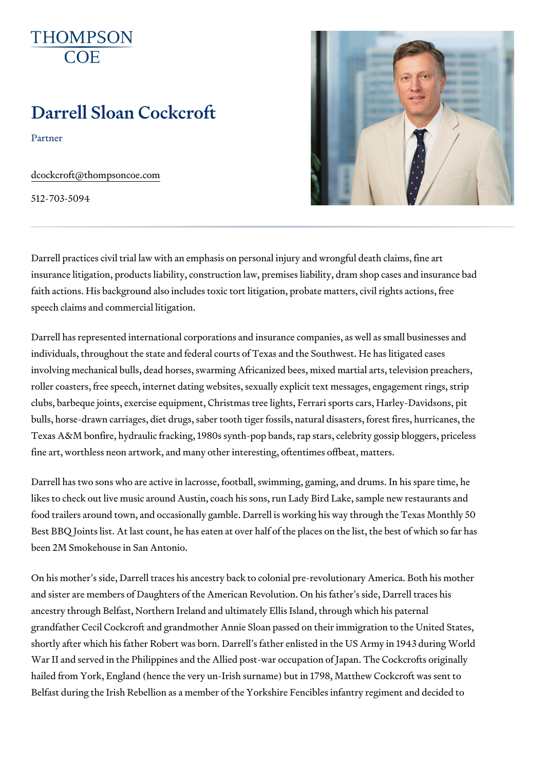THOMPSON COE

# Darrell Sloan Cockcroft

Partner

dcockcroft@thompsoncoe.com

512-703-5094

Darrell practices civil trial law with an emphasis on personal injury and wrongful death claims, fine art insurance litigation, products liability, construction law, premises liability, dram shop cases and insurance bad faith actions. His background also includes toxic tort litigation, probate matters, civil rights actions, free speech claims and commercial litigation.

Darrell has represented international corporations and insurance companies, as well as small businesses and individuals, throughout the state and federal courts of Texas and the Southwest. He has litigated cases involving mechanical bulls, dead horses, swarming Africanized bees, mixed martial arts, television preachers, roller coasters, free speech, internet dating websites, sexually explicit text messages, engagement rings, strip clubs, barbeque joints, exercise equipment, Christmas tree lights, Ferrari sports cars, Harley-Davidsons, pit bulls, horse-drawn carriages, diet drugs, saber tooth tiger fossils, natural disasters, forest fires, hurricanes, the Texas A&M bonfire, hydraulic fracking, 1980s synth-pop bands, rap stars, celebrity gossip bloggers, priceless fine art, worthless neon artwork, and many other interesting, oftentimes offbeat, matters.

Darrell has two sons who are active in lacrosse, football, swimming, gaming, and drums. In his spare time, he likes to check out live music around Austin, coach his sons, run Lady Bird Lake, sample new restaurants and food trailers around town, and occasionally gamble. Darrell is working his way through the Texas Monthly 50 Best BBQ Joints list. At last count, he has eaten at over half of the places on the list, the best of which so far has been 2M Smokehouse in San Antonio.

On his mother's side, Darrell traces his ancestry back to colonial pre-revolutionary America. Both his mother and sister are members of Daughters of the American Revolution. On his father's side, Darrell traces his ancestry through Belfast, Northern Ireland and ultimately Ellis Island, through which his paternal grandfather Cecil Cockcroft and grandmother Annie Sloan passed on their immigration to the United States, shortly after which his father Robert was born. Darrell's father enlisted in the US Army in 1943 during World War II and served in the Philippines and the Allied post-war occupation of Japan. The Cockcrofts originally hailed from York, England (hence the very un-Irish surname) but in 1798, Matthew Cockcroft was sent to Belfast during the Irish Rebellion as a member of the Yorkshire Fencibles infantry regiment and decided to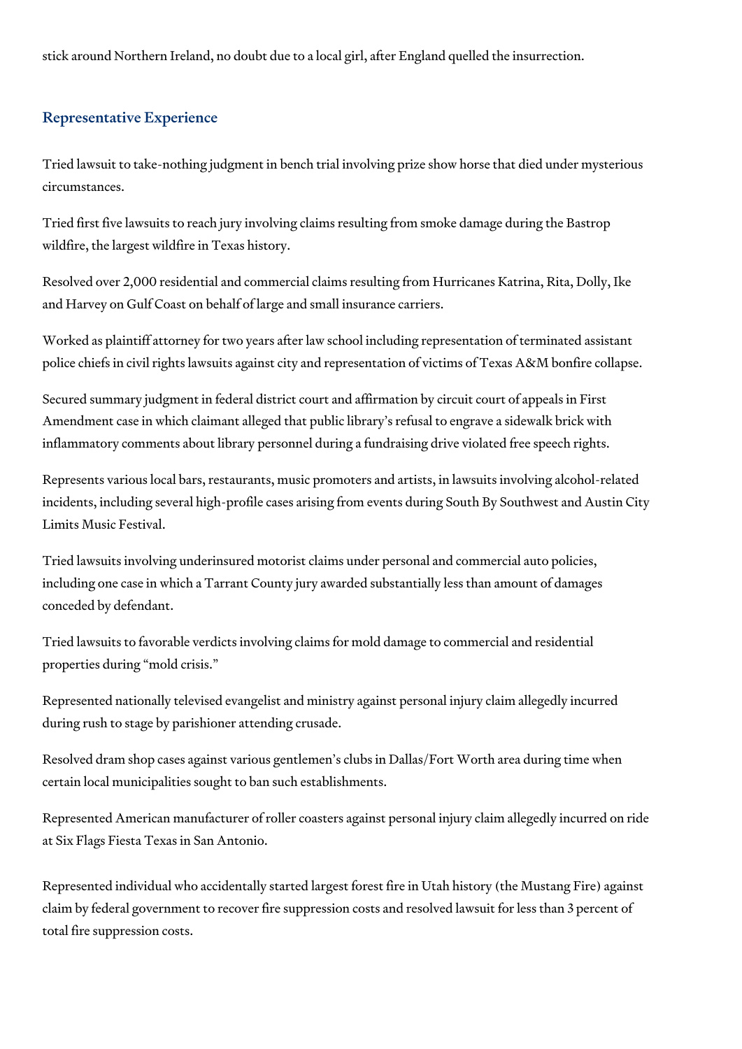stick around Northern Ireland, no doubt due to a local girl, after England quelled the insurrection.

## Representative Experience

Tried lawsuit to take-nothing judgment in bench trial involving prize show horse that died under mysterious circumstances.

Tried first five lawsuits to reach jury involving claims resulting from smoke damage during the Bastrop wildfire, the largest wildfire in Texas history.

Resolved over 2,000 residential and commercial claims resulting from Hurricanes Katrina, Rita, Dolly, Ike and Harvey on Gulf Coast on behalf of large and small insurance carriers.

Worked as plaintiff attorney for two years after law school including representation of terminated assistant police chiefs in civil rights lawsuits against city and representation of victims of Texas A&M bonfire collapse.

Secured summary judgment in federal district court and affirmation by circuit court of appeals in First Amendment case in which claimant alleged that public library's refusal to engrave a sidewalk brick with inflammatory comments about library personnel during a fundraising drive violated free speech rights.

Represents various local bars, restaurants, music promoters and artists, in lawsuits involving alcohol-related incidents, including several high-profile cases arising from events during South By Southwest and Austin City Limits Music Festival.

Tried lawsuits involving underinsured motorist claims under personal and commercial auto policies, including one case in which a Tarrant County jury awarded substantially less than amount of damages conceded by defendant.

Tried lawsuits to favorable verdicts involving claims for mold damage to commercial and residential properties during "mold crisis."

Represented nationally televised evangelist and ministry against personal injury claim allegedly incurred during rush to stage by parishioner attending crusade.

Resolved dram shop cases against various gentlemen's clubs in Dallas/Fort Worth area during time when certain local municipalities sought to ban such establishments.

Represented American manufacturer of roller coasters against personal injury claim allegedly incurred on ride at Six Flags Fiesta Texas in San Antonio.

Represented individual who accidentally started largest forest fire in Utah history (the Mustang Fire) against claim by federal government to recover fire suppression costs and resolved lawsuit for less than 3 percent of total fire suppression costs.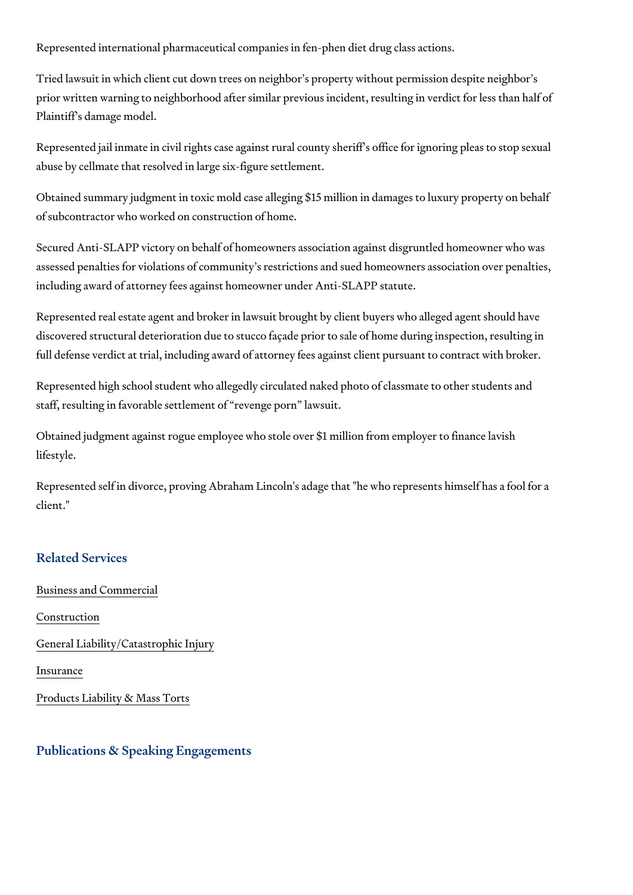Represented international pharmaceutical companies in fen-phen diet drug class actions.

Tried lawsuit in which client cut down trees on neighbor's property without permission despite neighbor's prior written warning to neighborhood after similar previous incident, resulting in verdict for less than half of Plaintiff's damage model.

Represented jail inmate in civil rights case against rural county sheriff's office for ignoring pleas to stop sexual abuse by cellmate that resolved in large six-figure settlement.

Obtained summary judgment in toxic mold case alleging $15 million in damages to luxury property on behalf of subcontractor who worked on construction of home.

Secured Anti-SLAPP victory on behalf of homeowners association against disgruntled homeowner who was assessed penalties for violations of community's restrictions and sued homeowners association over penalties, including award of attorney fees against homeowner under Anti-SLAPP statute.

Represented real estate agent and broker in lawsuit brought by client buyers who alleged agent should have discovered structural deterioration due to stucco façade prior to sale of home during inspection, resulting in full defense verdict at trial, including award of attorney fees against client pursuant to contract with broker.

Represented high school student who allegedly circulated naked photo of classmate to other students and staff, resulting in favorable settlement of "revenge porn" lawsuit.

Obtained judgment against rogue employee who stole over $1 million from employer to finance lavish lifestyle.

Represented self in divorce, proving Abraham Lincoln's adage that "he who represents himself has a fool for a client."

## Related Services

Business and Commercial

Construction

General Liability/Catastrophic Injury

Insurance

Products Liability & Mass Torts

## Publications & Speaking Engagements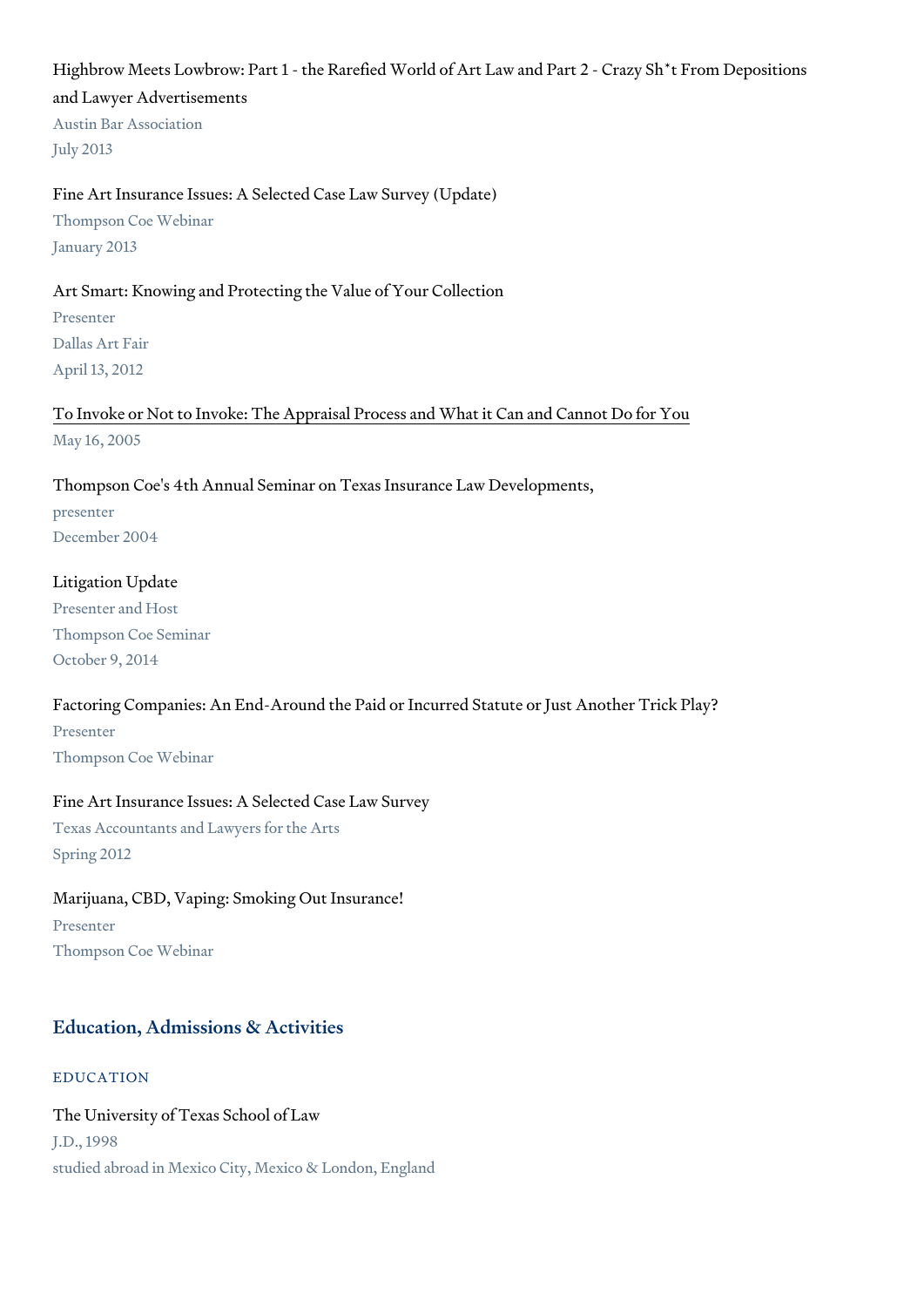Highbrow Meets Lowbrow: Part 1 - the Rarefied World of Art Law and Part 2 - Crazy Sh*t From Depositions and Lawyer Advertisements
Austin Bar Association
July 2013

Fine Art Insurance Issues: A Selected Case Law Survey (Update)
Thompson Coe Webinar
January 2013

Art Smart: Knowing and Protecting the Value of Your Collection
Presenter
Dallas Art Fair
April 13, 2012

To Invoke or Not to Invoke: The Appraisal Process and What it Can and Cannot Do for You
May 16, 2005

Thompson Coe's 4th Annual Seminar on Texas Insurance Law Developments,
presenter
December 2004

Litigation Update
Presenter and Host
Thompson Coe Seminar
October 9, 2014

Factoring Companies: An End-Around the Paid or Incurred Statute or Just Another Trick Play?
Presenter
Thompson Coe Webinar

Fine Art Insurance Issues: A Selected Case Law Survey
Texas Accountants and Lawyers for the Arts
Spring 2012

Marijuana, CBD, Vaping: Smoking Out Insurance!
Presenter
Thompson Coe Webinar

## Education, Admissions & Activities

### EDUCATION

The University of Texas School of Law
J.D., 1998
studied abroad in Mexico City, Mexico & London, England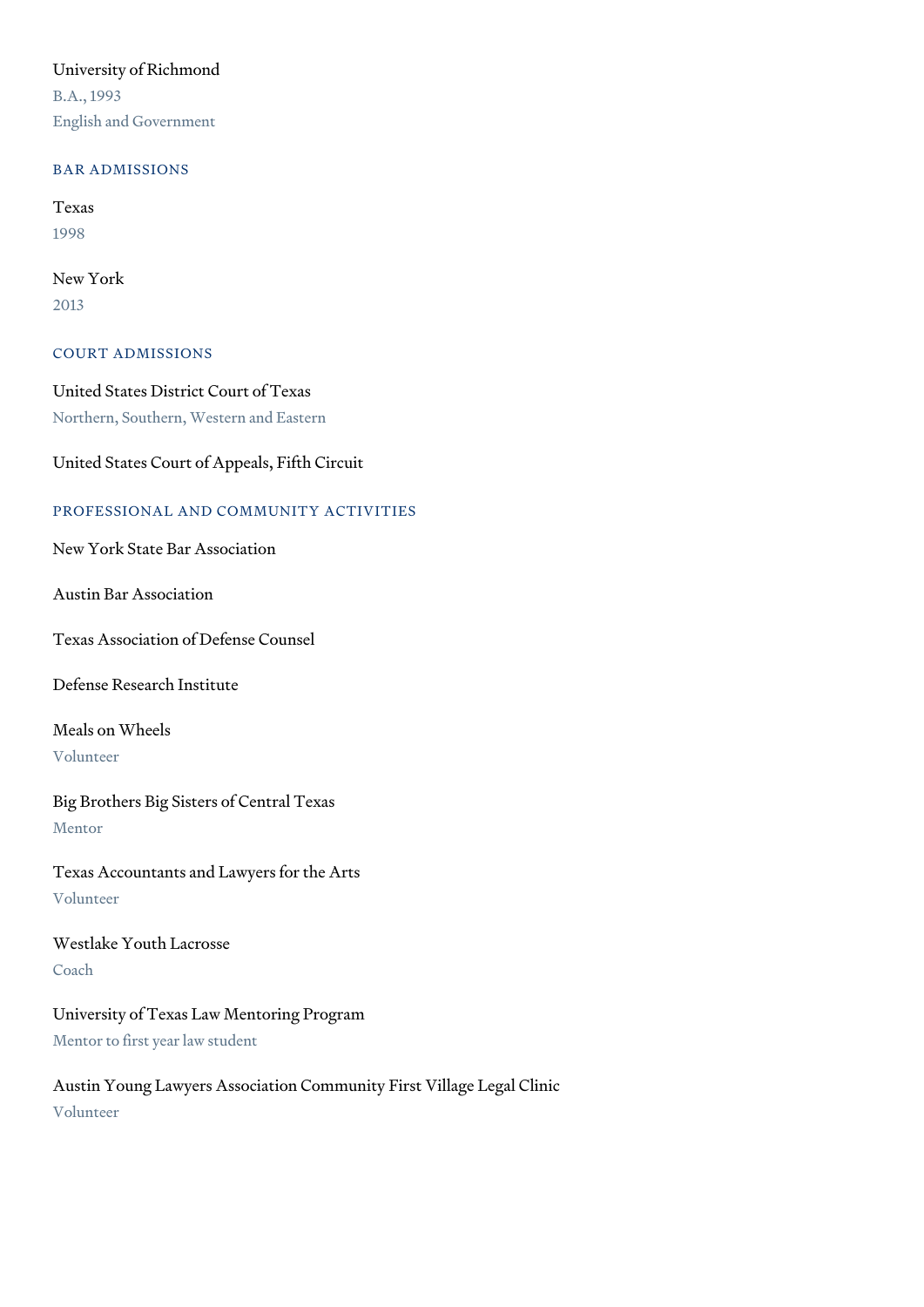University of Richmond
B.A., 1993
English and Government

## BAR ADMISSIONS

Texas
1998

New York
2013

## COURT ADMISSIONS

United States District Court of Texas
Northern, Southern, Western and Eastern

United States Court of Appeals, Fifth Circuit

## PROFESSIONAL AND COMMUNITY ACTIVITIES

New York State Bar Association

Austin Bar Association

Texas Association of Defense Counsel

Defense Research Institute

Meals on Wheels
Volunteer

Big Brothers Big Sisters of Central Texas
Mentor

Texas Accountants and Lawyers for the Arts
Volunteer

Westlake Youth Lacrosse
Coach

University of Texas Law Mentoring Program
Mentor to first year law student

Austin Young Lawyers Association Community First Village Legal Clinic
Volunteer